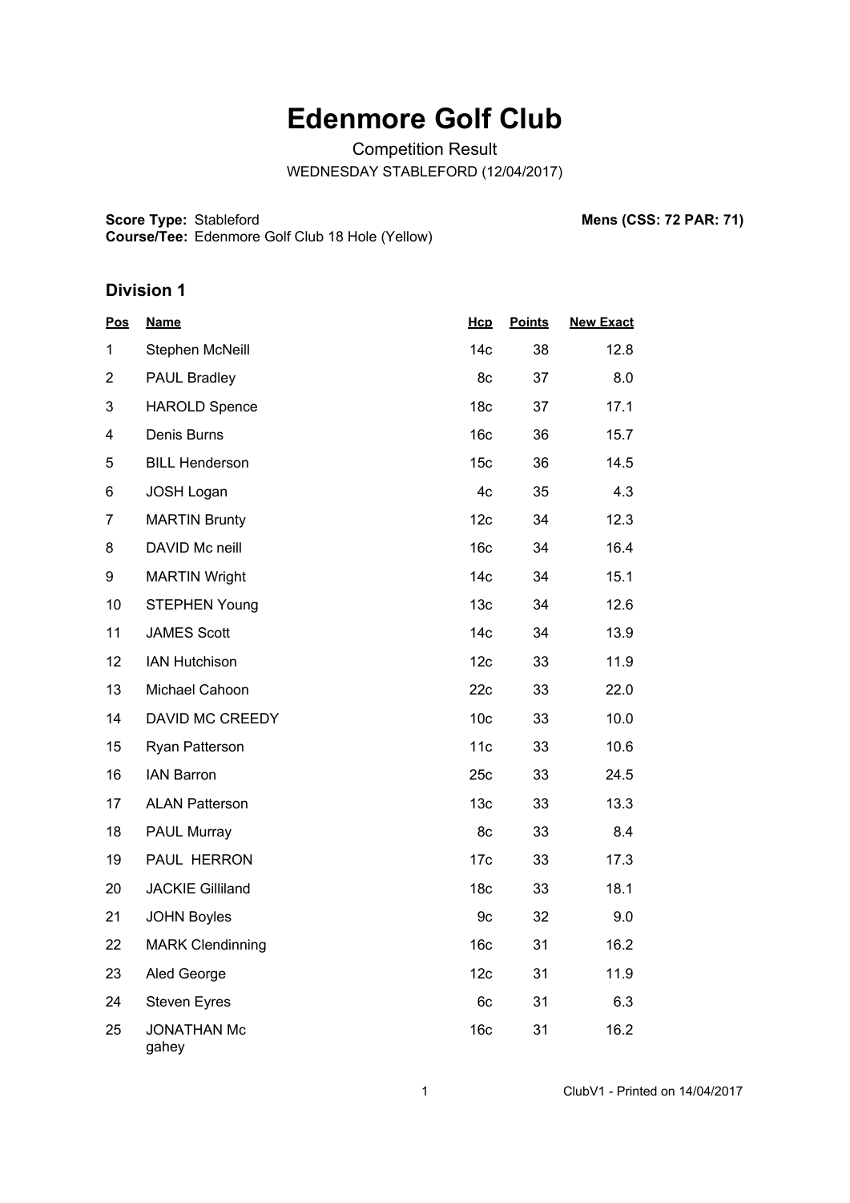# Edenmore Golf Club

Competition Result

WEDNESDAY STABLEFORD (12/04/2017)

**Score Type:** Stableford **Mens (CSS: 72 PAR: 71)**

**Course/Tee:** Edenmore Golf Club 18 Hole (Yellow)

## Division 1

| Pos | Name | Hcp | Points | New Exact |
|---|---|---|---|---|
| 1 | Stephen McNeill | 14c | 38 | 12.8 |
| 2 | PAUL Bradley | 8c | 37 | 8.0 |
| 3 | HAROLD Spence | 18c | 37 | 17.1 |
| 4 | Denis Burns | 16c | 36 | 15.7 |
| 5 | BILL Henderson | 15c | 36 | 14.5 |
| 6 | JOSH Logan | 4c | 35 | 4.3 |
| 7 | MARTIN Brunty | 12c | 34 | 12.3 |
| 8 | DAVID Mc neill | 16c | 34 | 16.4 |
| 9 | MARTIN Wright | 14c | 34 | 15.1 |
| 10 | STEPHEN Young | 13c | 34 | 12.6 |
| 11 | JAMES Scott | 14c | 34 | 13.9 |
| 12 | IAN Hutchison | 12c | 33 | 11.9 |
| 13 | Michael Cahoon | 22c | 33 | 22.0 |
| 14 | DAVID MC CREEDY | 10c | 33 | 10.0 |
| 15 | Ryan Patterson | 11c | 33 | 10.6 |
| 16 | IAN Barron | 25c | 33 | 24.5 |
| 17 | ALAN Patterson | 13c | 33 | 13.3 |
| 18 | PAUL Murray | 8c | 33 | 8.4 |
| 19 | PAUL HERRON | 17c | 33 | 17.3 |
| 20 | JACKIE Gilliland | 18c | 33 | 18.1 |
| 21 | JOHN Boyles | 9c | 32 | 9.0 |
| 22 | MARK Clendinning | 16c | 31 | 16.2 |
| 23 | Aled George | 12c | 31 | 11.9 |
| 24 | Steven Eyres | 6c | 31 | 6.3 |
| 25 | JONATHAN Mc gahey | 16c | 31 | 16.2 |

ClubV1 - Printed on 14/04/2017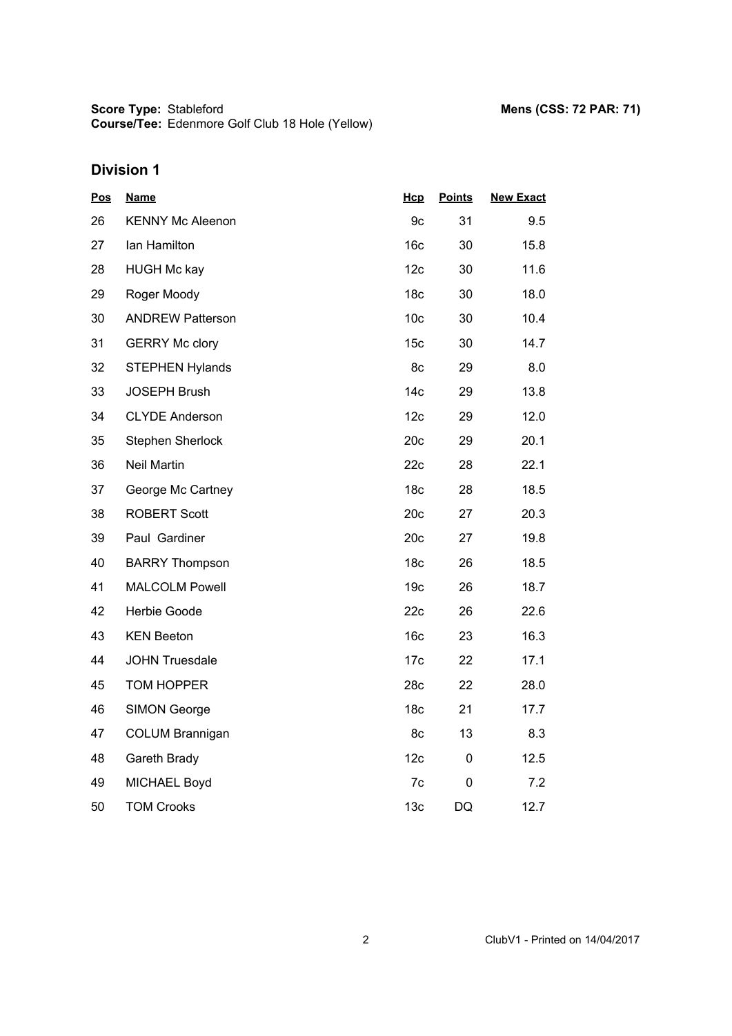**Score Type:** Stableford
**Course/Tee:** Edenmore Golf Club 18 Hole (Yellow)

**Mens (CSS: 72 PAR: 71)**

## Division 1

| Pos | Name | Hcp | Points | New Exact |
|---|---|---|---|---|
| 26 | KENNY Mc Aleenon | 9c | 31 | 9.5 |
| 27 | Ian Hamilton | 16c | 30 | 15.8 |
| 28 | HUGH Mc kay | 12c | 30 | 11.6 |
| 29 | Roger Moody | 18c | 30 | 18.0 |
| 30 | ANDREW Patterson | 10c | 30 | 10.4 |
| 31 | GERRY Mc clory | 15c | 30 | 14.7 |
| 32 | STEPHEN Hylands | 8c | 29 | 8.0 |
| 33 | JOSEPH Brush | 14c | 29 | 13.8 |
| 34 | CLYDE Anderson | 12c | 29 | 12.0 |
| 35 | Stephen Sherlock | 20c | 29 | 20.1 |
| 36 | Neil Martin | 22c | 28 | 22.1 |
| 37 | George Mc Cartney | 18c | 28 | 18.5 |
| 38 | ROBERT Scott | 20c | 27 | 20.3 |
| 39 | Paul Gardiner | 20c | 27 | 19.8 |
| 40 | BARRY Thompson | 18c | 26 | 18.5 |
| 41 | MALCOLM Powell | 19c | 26 | 18.7 |
| 42 | Herbie Goode | 22c | 26 | 22.6 |
| 43 | KEN Beeton | 16c | 23 | 16.3 |
| 44 | JOHN Truesdale | 17c | 22 | 17.1 |
| 45 | TOM HOPPER | 28c | 22 | 28.0 |
| 46 | SIMON George | 18c | 21 | 17.7 |
| 47 | COLUM Brannigan | 8c | 13 | 8.3 |
| 48 | Gareth Brady | 12c | 0 | 12.5 |
| 49 | MICHAEL Boyd | 7c | 0 | 7.2 |
| 50 | TOM Crooks | 13c | DQ | 12.7 |

ClubV1 - Printed on 14/04/2017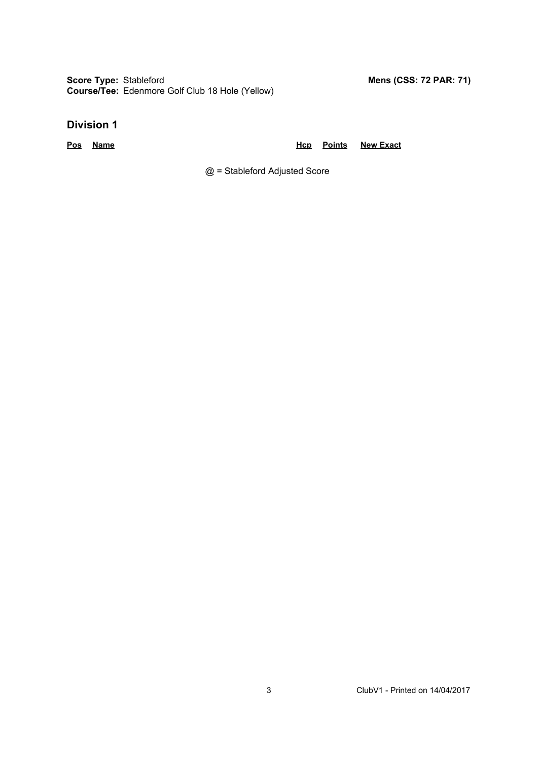**Score Type:** Stableford
**Course/Tee:** Edenmore Golf Club 18 Hole (Yellow)

**Mens (CSS: 72 PAR: 71)**

## Division 1

| Pos | Name | Hcp | Points | New Exact |
| --- | --- | --- | --- | --- |

@ = Stableford Adjusted Score

ClubV1 - Printed on 14/04/2017